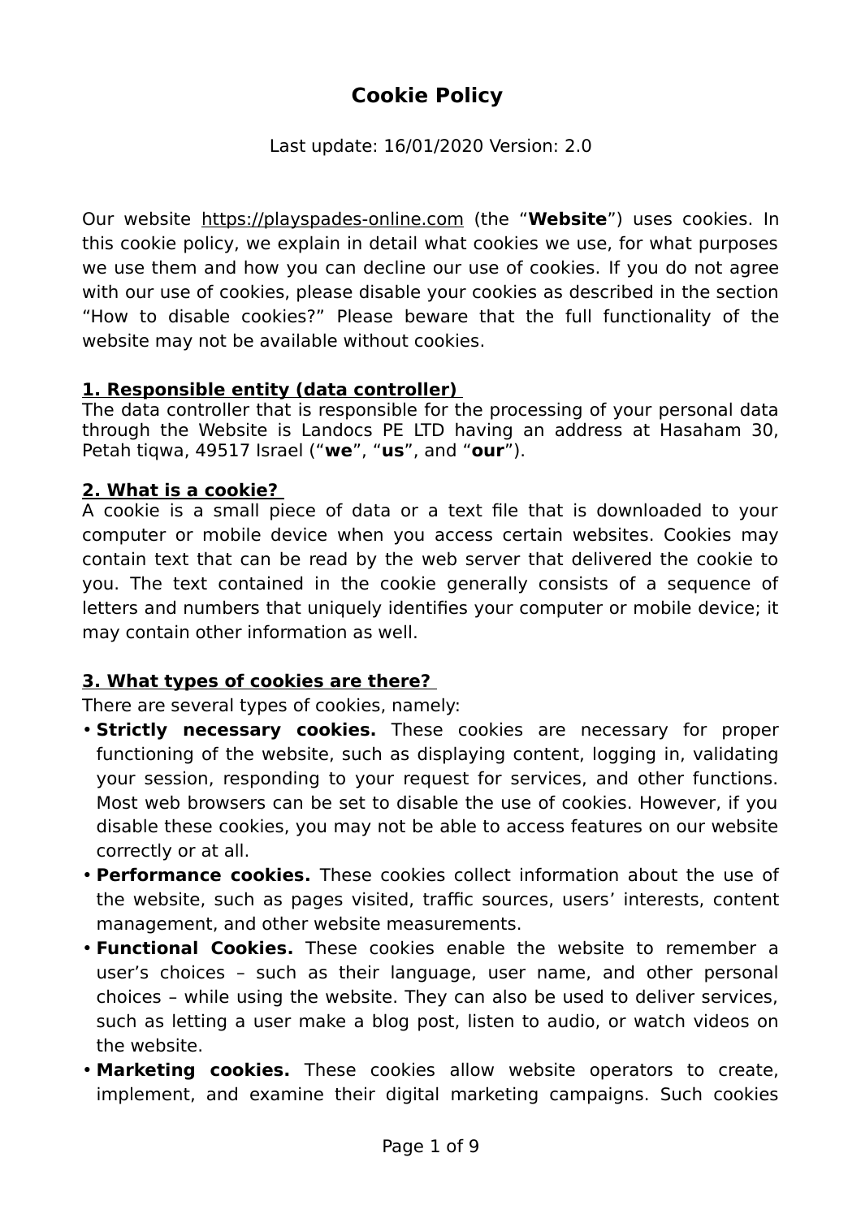# Cookie Policy

Last update: 16/01/2020 Version: 2.0

Our website https://playspades-online.com (the "**Website**") uses cookies. In this cookie policy, we explain in detail what cookies we use, for what purposes we use them and how you can decline our use of cookies. If you do not agree with our use of cookies, please disable your cookies as described in the section "How to disable cookies?" Please beware that the full functionality of the website may not be available without cookies.

## 1. Responsible entity (data controller)

The data controller that is responsible for the processing of your personal data through the Website is Landocs PE LTD having an address at Hasaham 30, Petah tiqwa, 49517 Israel ("**we**", "**us**", and "**our**").

## 2. What is a cookie?

A cookie is a small piece of data or a text file that is downloaded to your computer or mobile device when you access certain websites. Cookies may contain text that can be read by the web server that delivered the cookie to you. The text contained in the cookie generally consists of a sequence of letters and numbers that uniquely identifies your computer or mobile device; it may contain other information as well.

## 3. What types of cookies are there?

There are several types of cookies, namely:

- **Strictly necessary cookies.** These cookies are necessary for proper functioning of the website, such as displaying content, logging in, validating your session, responding to your request for services, and other functions. Most web browsers can be set to disable the use of cookies. However, if you disable these cookies, you may not be able to access features on our website correctly or at all.
- **Performance cookies.** These cookies collect information about the use of the website, such as pages visited, traffic sources, users' interests, content management, and other website measurements.
- **Functional Cookies.** These cookies enable the website to remember a user's choices – such as their language, user name, and other personal choices – while using the website. They can also be used to deliver services, such as letting a user make a blog post, listen to audio, or watch videos on the website.
- **Marketing cookies.** These cookies allow website operators to create, implement, and examine their digital marketing campaigns. Such cookies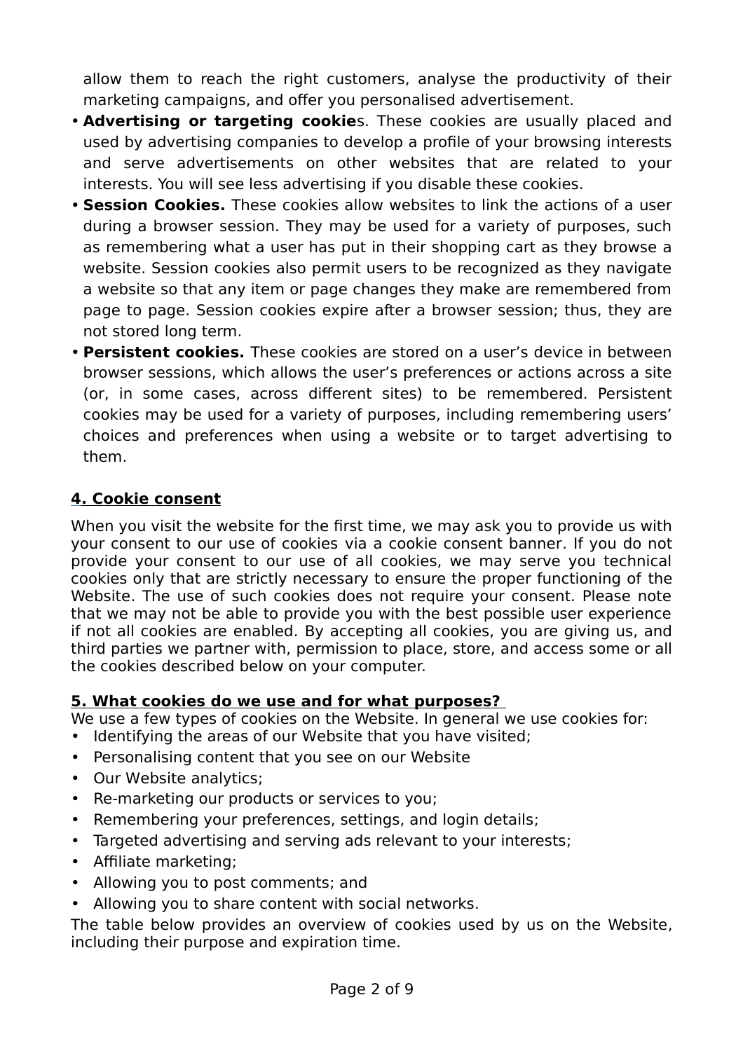allow them to reach the right customers, analyse the productivity of their marketing campaigns, and offer you personalised advertisement.

- **Advertising or targeting cookie**s. These cookies are usually placed and used by advertising companies to develop a profile of your browsing interests and serve advertisements on other websites that are related to your interests. You will see less advertising if you disable these cookies.
- **Session Cookies.** These cookies allow websites to link the actions of a user during a browser session. They may be used for a variety of purposes, such as remembering what a user has put in their shopping cart as they browse a website. Session cookies also permit users to be recognized as they navigate a website so that any item or page changes they make are remembered from page to page. Session cookies expire after a browser session; thus, they are not stored long term.
- **Persistent cookies.** These cookies are stored on a user's device in between browser sessions, which allows the user's preferences or actions across a site (or, in some cases, across different sites) to be remembered. Persistent cookies may be used for a variety of purposes, including remembering users' choices and preferences when using a website or to target advertising to them.

## 4. Cookie consent

When you visit the website for the first time, we may ask you to provide us with your consent to our use of cookies via a cookie consent banner. If you do not provide your consent to our use of all cookies, we may serve you technical cookies only that are strictly necessary to ensure the proper functioning of the Website. The use of such cookies does not require your consent. Please note that we may not be able to provide you with the best possible user experience if not all cookies are enabled. By accepting all cookies, you are giving us, and third parties we partner with, permission to place, store, and access some or all the cookies described below on your computer.

## 5. What cookies do we use and for what purposes?

We use a few types of cookies on the Website. In general we use cookies for:

- Identifying the areas of our Website that you have visited;
- Personalising content that you see on our Website
- Our Website analytics;
- Re-marketing our products or services to you;
- Remembering your preferences, settings, and login details;
- Targeted advertising and serving ads relevant to your interests;
- Affiliate marketing;
- Allowing you to post comments; and
- Allowing you to share content with social networks.

The table below provides an overview of cookies used by us on the Website, including their purpose and expiration time.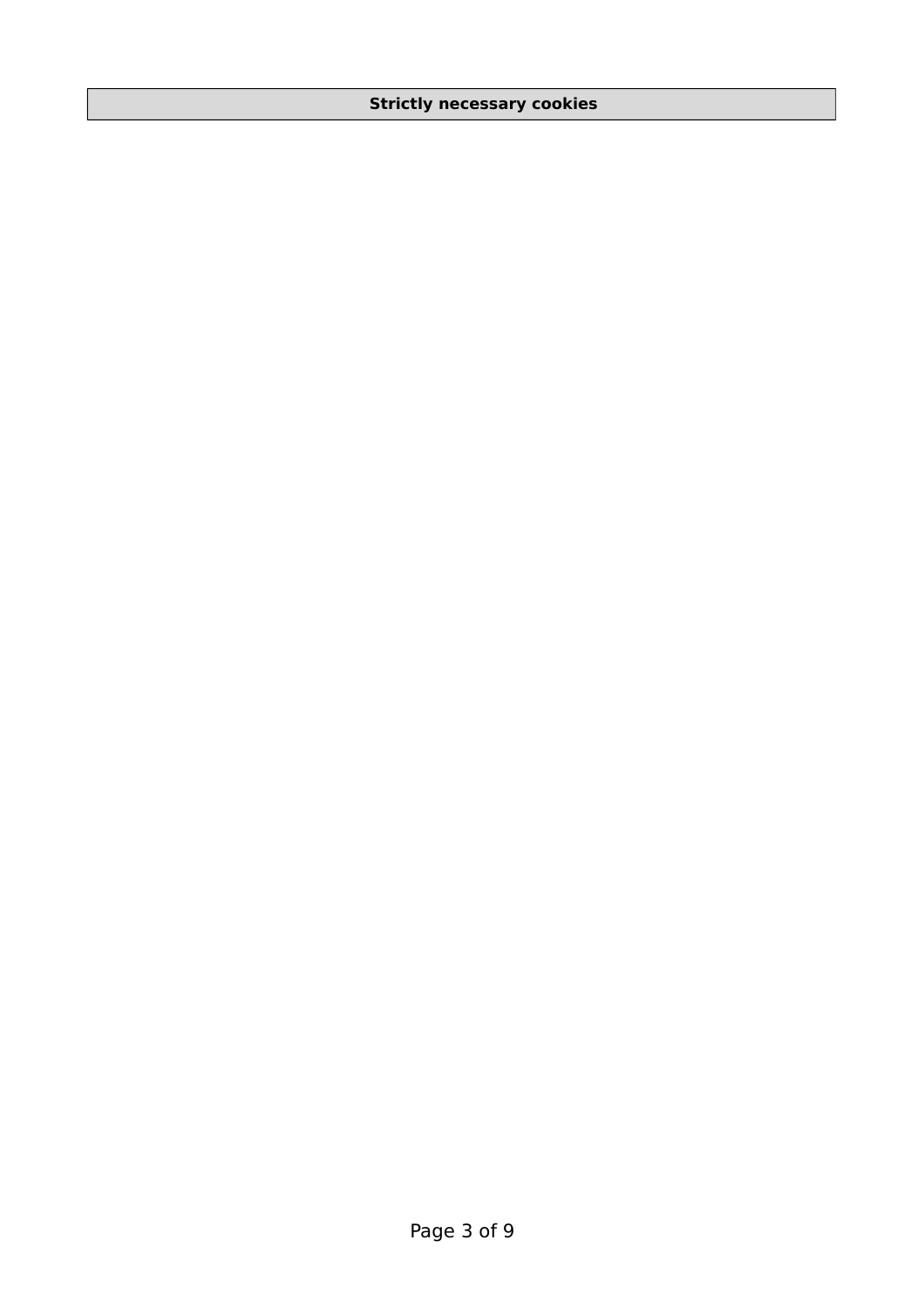| Strictly necessary cookies |
| --- |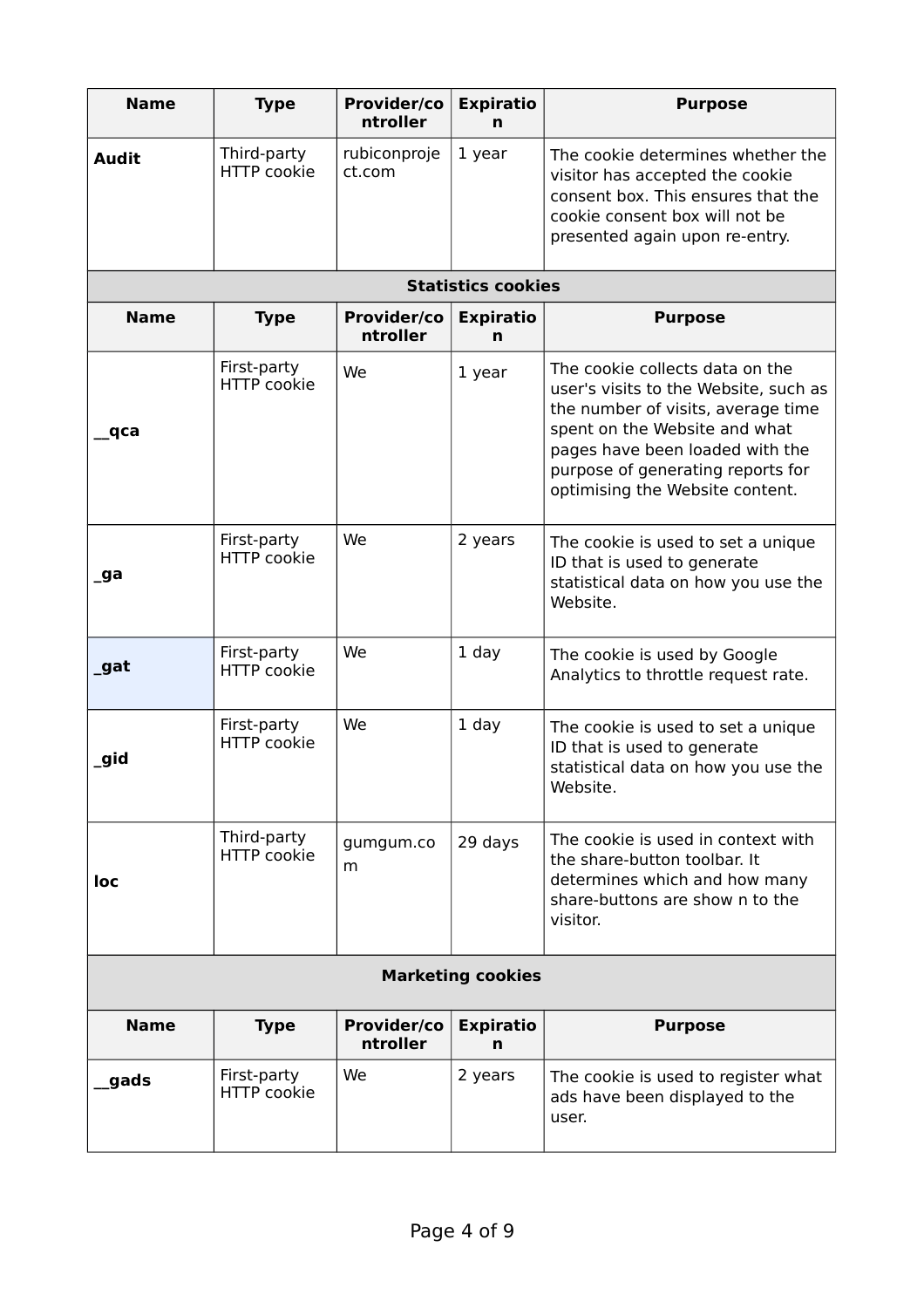| Name | Type | Provider/controller | Expiration | Purpose |
|---|---|---|---|---|
| **Audit** | Third-party HTTP cookie | rubiconproject.com | 1 year | The cookie determines whether the visitor has accepted the cookie consent box. This ensures that the cookie consent box will not be presented again upon re-entry. |

**Statistics cookies**

| Name | Type | Provider/controller | Expiration | Purpose |
|---|---|---|---|---|
| **__qca** | First-party HTTP cookie | We | 1 year | The cookie collects data on the user's visits to the Website, such as the number of visits, average time spent on the Website and what pages have been loaded with the purpose of generating reports for optimising the Website content. |
| **_ga** | First-party HTTP cookie | We | 2 years | The cookie is used to set a unique ID that is used to generate statistical data on how you use the Website. |
| **_gat** | First-party HTTP cookie | We | 1 day | The cookie is used by Google Analytics to throttle request rate. |
| **_gid** | First-party HTTP cookie | We | 1 day | The cookie is used to set a unique ID that is used to generate statistical data on how you use the Website. |
| **loc** | Third-party HTTP cookie | gumgum.com | 29 days | The cookie is used in context with the share-button toolbar. It determines which and how many share-buttons are show n to the visitor. |

**Marketing cookies**

| Name | Type | Provider/controller | Expiration | Purpose |
|---|---|---|---|---|
| **__gads** | First-party HTTP cookie | We | 2 years | The cookie is used to register what ads have been displayed to the user. |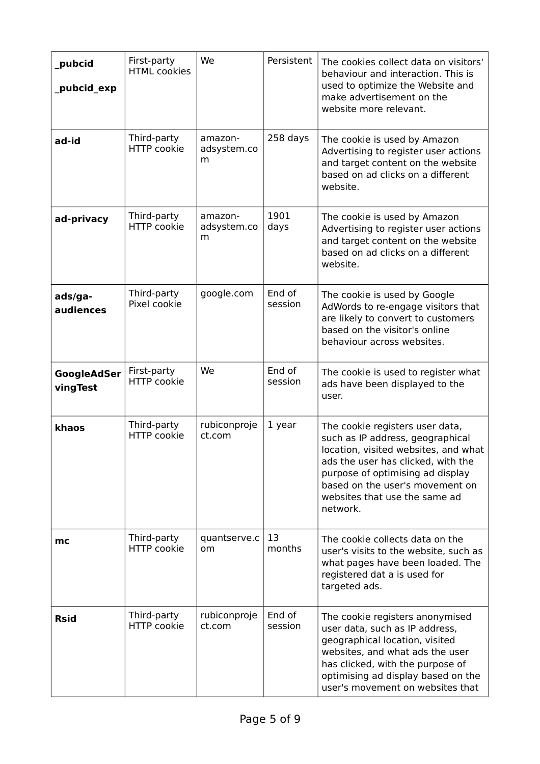| | | | | |
|---|---|---|---|---|
| **_pubcid** **_pubcid_exp** | First-party HTML cookies | We | Persistent | The cookies collect data on visitors' behaviour and interaction. This is used to optimize the Website and make advertisement on the website more relevant. |
| **ad-id** | Third-party HTTP cookie | amazon-adsystem.com | 258 days | The cookie is used by Amazon Advertising to register user actions and target content on the website based on ad clicks on a different website. |
| **ad-privacy** | Third-party HTTP cookie | amazon-adsystem.com | 1901 days | The cookie is used by Amazon Advertising to register user actions and target content on the website based on ad clicks on a different website. |
| **ads/ga-audiences** | Third-party Pixel cookie | google.com | End of session | The cookie is used by Google AdWords to re-engage visitors that are likely to convert to customers based on the visitor's online behaviour across websites. |
| **GoogleAdServingTest** | First-party HTTP cookie | We | End of session | The cookie is used to register what ads have been displayed to the user. |
| **khaos** | Third-party HTTP cookie | rubiconproject.com | 1 year | The cookie registers user data, such as IP address, geographical location, visited websites, and what ads the user has clicked, with the purpose of optimising ad display based on the user's movement on websites that use the same ad network. |
| **mc** | Third-party HTTP cookie | quantserve.com | 13 months | The cookie collects data on the user's visits to the website, such as what pages have been loaded. The registered dat a is used for targeted ads. |
| **Rsid** | Third-party HTTP cookie | rubiconproject.com | End of session | The cookie registers anonymised user data, such as IP address, geographical location, visited websites, and what ads the user has clicked, with the purpose of optimising ad display based on the user's movement on websites that |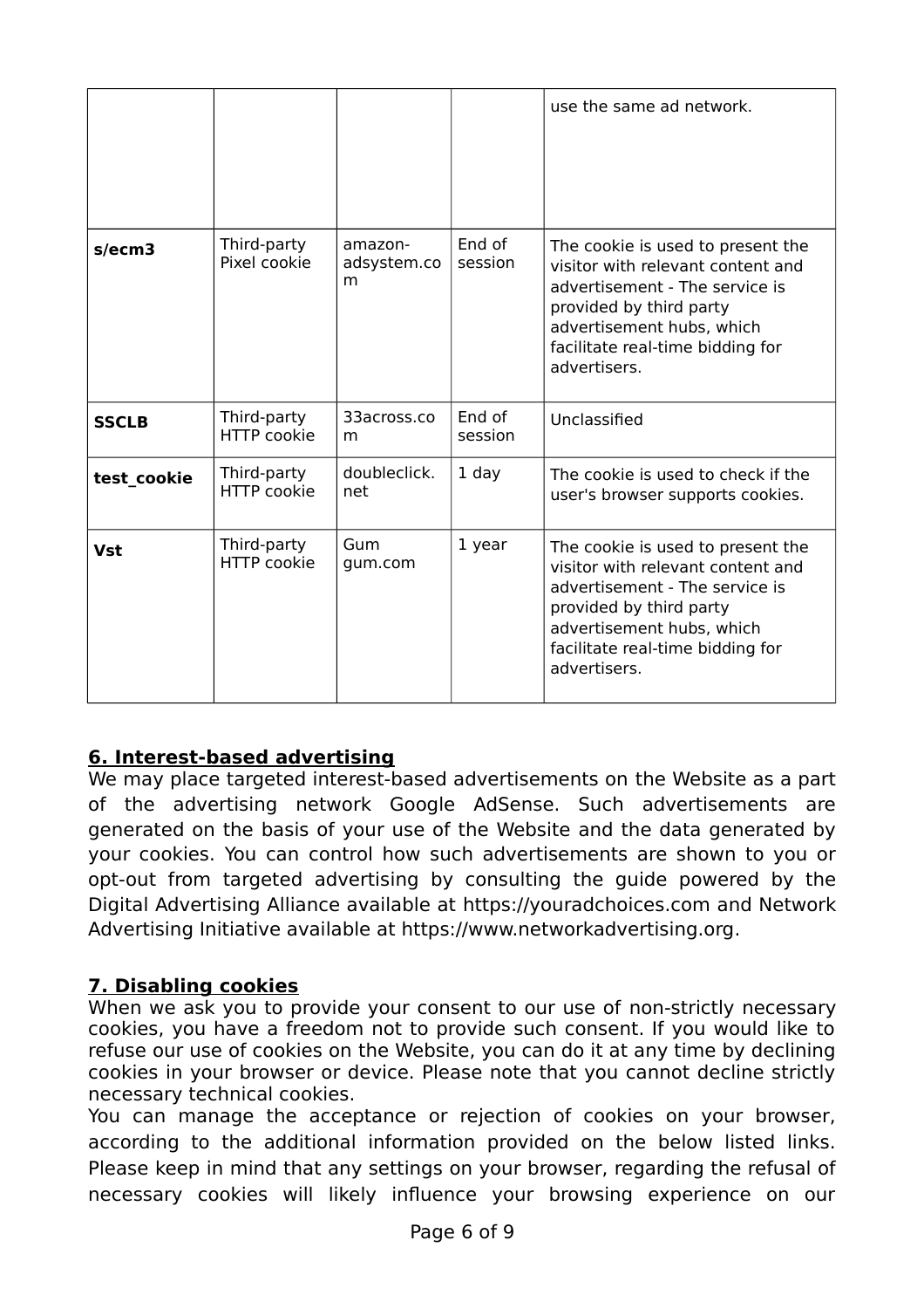| | | | | use the same ad network. |
|---|---|---|---|---|
| **s/ecm3** | Third-party Pixel cookie | amazon-adsystem.com | End of session | The cookie is used to present the visitor with relevant content and advertisement - The service is provided by third party advertisement hubs, which facilitate real-time bidding for advertisers. |
| **SSCLB** | Third-party HTTP cookie | 33across.com | End of session | Unclassified |
| **test_cookie** | Third-party HTTP cookie | doubleclick.net | 1 day | The cookie is used to check if the user's browser supports cookies. |
| **Vst** | Third-party HTTP cookie | Gum gum.com | 1 year | The cookie is used to present the visitor with relevant content and advertisement - The service is provided by third party advertisement hubs, which facilitate real-time bidding for advertisers. |

## 6. Interest-based advertising

We may place targeted interest-based advertisements on the Website as a part of the advertising network Google AdSense. Such advertisements are generated on the basis of your use of the Website and the data generated by your cookies. You can control how such advertisements are shown to you or opt-out from targeted advertising by consulting the guide powered by the Digital Advertising Alliance available at https://youradchoices.com and Network Advertising Initiative available at https://www.networkadvertising.org.

## 7. Disabling cookies

When we ask you to provide your consent to our use of non-strictly necessary cookies, you have a freedom not to provide such consent. If you would like to refuse our use of cookies on the Website, you can do it at any time by declining cookies in your browser or device. Please note that you cannot decline strictly necessary technical cookies.

You can manage the acceptance or rejection of cookies on your browser, according to the additional information provided on the below listed links. Please keep in mind that any settings on your browser, regarding the refusal of necessary cookies will likely influence your browsing experience on our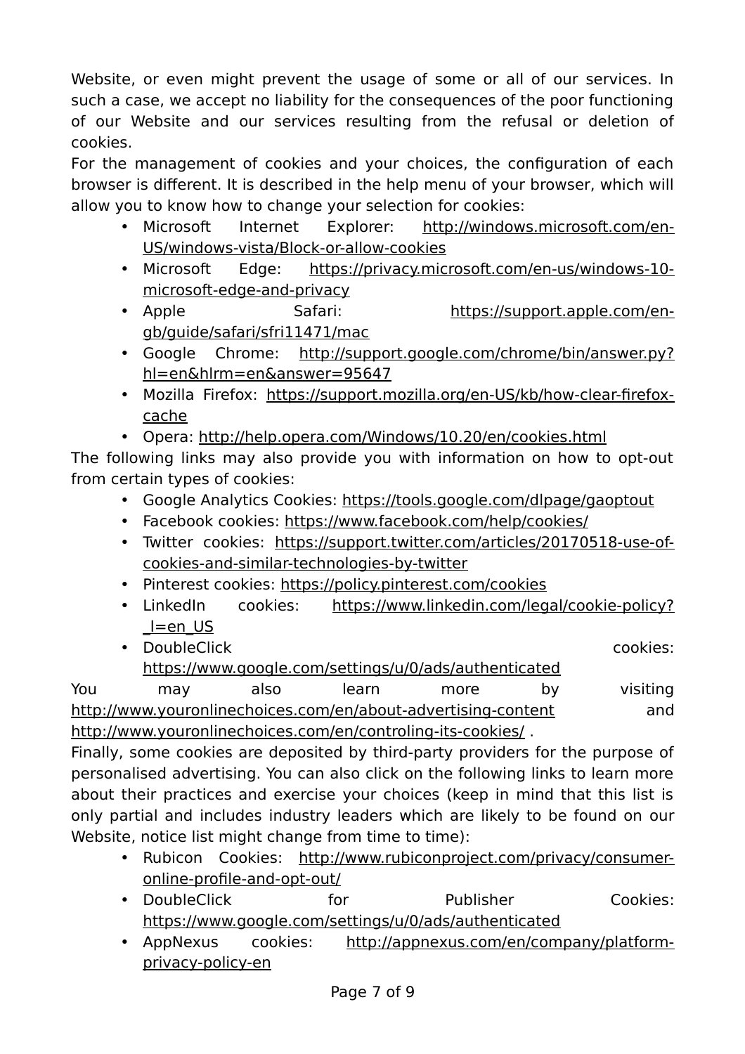Website, or even might prevent the usage of some or all of our services. In such a case, we accept no liability for the consequences of the poor functioning of our Website and our services resulting from the refusal or deletion of cookies.

For the management of cookies and your choices, the configuration of each browser is different. It is described in the help menu of your browser, which will allow you to know how to change your selection for cookies:

- Microsoft Internet Explorer: http://windows.microsoft.com/en-US/windows-vista/Block-or-allow-cookies
- Microsoft Edge: https://privacy.microsoft.com/en-us/windows-10-microsoft-edge-and-privacy
- Apple Safari: https://support.apple.com/en-gb/guide/safari/sfri11471/mac
- Google Chrome: http://support.google.com/chrome/bin/answer.py?hl=en&hlrm=en&answer=95647
- Mozilla Firefox: https://support.mozilla.org/en-US/kb/how-clear-firefox-cache
- Opera: http://help.opera.com/Windows/10.20/en/cookies.html

The following links may also provide you with information on how to opt-out from certain types of cookies:

- Google Analytics Cookies: https://tools.google.com/dlpage/gaoptout
- Facebook cookies: https://www.facebook.com/help/cookies/
- Twitter cookies: https://support.twitter.com/articles/20170518-use-of-cookies-and-similar-technologies-by-twitter
- Pinterest cookies: https://policy.pinterest.com/cookies
- LinkedIn cookies: https://www.linkedin.com/legal/cookie-policy?_l=en_US
- DoubleClick cookies: https://www.google.com/settings/u/0/ads/authenticated

You may also learn more by visiting http://www.youronlinechoices.com/en/about-advertising-content and http://www.youronlinechoices.com/en/controling-its-cookies/ .

Finally, some cookies are deposited by third-party providers for the purpose of personalised advertising. You can also click on the following links to learn more about their practices and exercise your choices (keep in mind that this list is only partial and includes industry leaders which are likely to be found on our Website, notice list might change from time to time):

- Rubicon Cookies: http://www.rubiconproject.com/privacy/consumer-online-profile-and-opt-out/
- DoubleClick for Publisher Cookies: https://www.google.com/settings/u/0/ads/authenticated
- AppNexus cookies: http://appnexus.com/en/company/platform-privacy-policy-en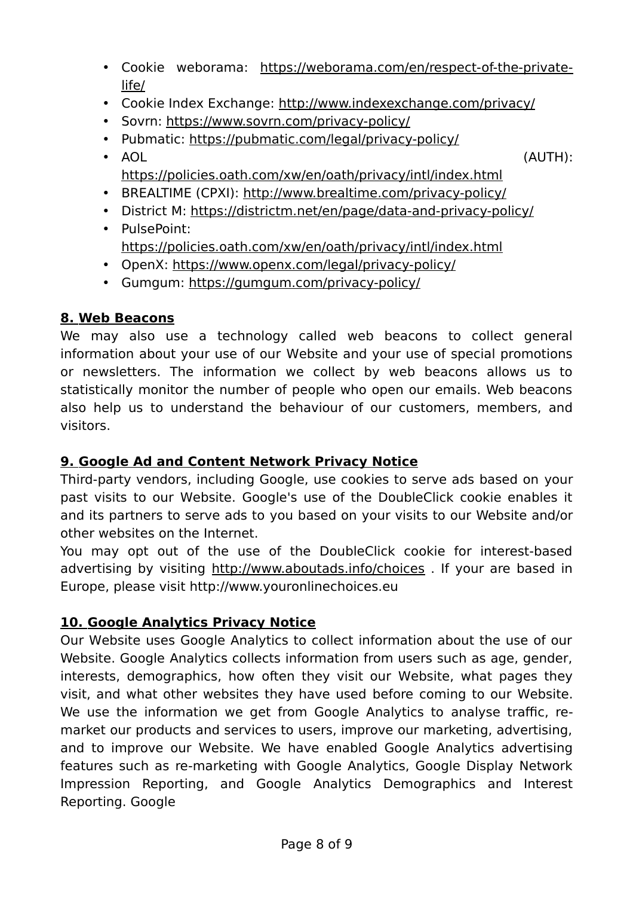- Cookie weborama: https://weborama.com/en/respect-of-the-private-life/
- Cookie Index Exchange: http://www.indexexchange.com/privacy/
- Sovrn: https://www.sovrn.com/privacy-policy/
- Pubmatic: https://pubmatic.com/legal/privacy-policy/
- AOL (AUTH): https://policies.oath.com/xw/en/oath/privacy/intl/index.html
- BREALTIME (CPXI): http://www.brealtime.com/privacy-policy/
- District M: https://districtm.net/en/page/data-and-privacy-policy/
- PulsePoint: https://policies.oath.com/xw/en/oath/privacy/intl/index.html
- OpenX: https://www.openx.com/legal/privacy-policy/
- Gumgum: https://gumgum.com/privacy-policy/

## 8. Web Beacons

We may also use a technology called web beacons to collect general information about your use of our Website and your use of special promotions or newsletters. The information we collect by web beacons allows us to statistically monitor the number of people who open our emails. Web beacons also help us to understand the behaviour of our customers, members, and visitors.

## 9. Google Ad and Content Network Privacy Notice

Third-party vendors, including Google, use cookies to serve ads based on your past visits to our Website. Google's use of the DoubleClick cookie enables it and its partners to serve ads to you based on your visits to our Website and/or other websites on the Internet.

You may opt out of the use of the DoubleClick cookie for interest-based advertising by visiting http://www.aboutads.info/choices . If your are based in Europe, please visit http://www.youronlinechoices.eu

## 10. Google Analytics Privacy Notice

Our Website uses Google Analytics to collect information about the use of our Website. Google Analytics collects information from users such as age, gender, interests, demographics, how often they visit our Website, what pages they visit, and what other websites they have used before coming to our Website. We use the information we get from Google Analytics to analyse traffic, re-market our products and services to users, improve our marketing, advertising, and to improve our Website. We have enabled Google Analytics advertising features such as re-marketing with Google Analytics, Google Display Network Impression Reporting, and Google Analytics Demographics and Interest Reporting. Google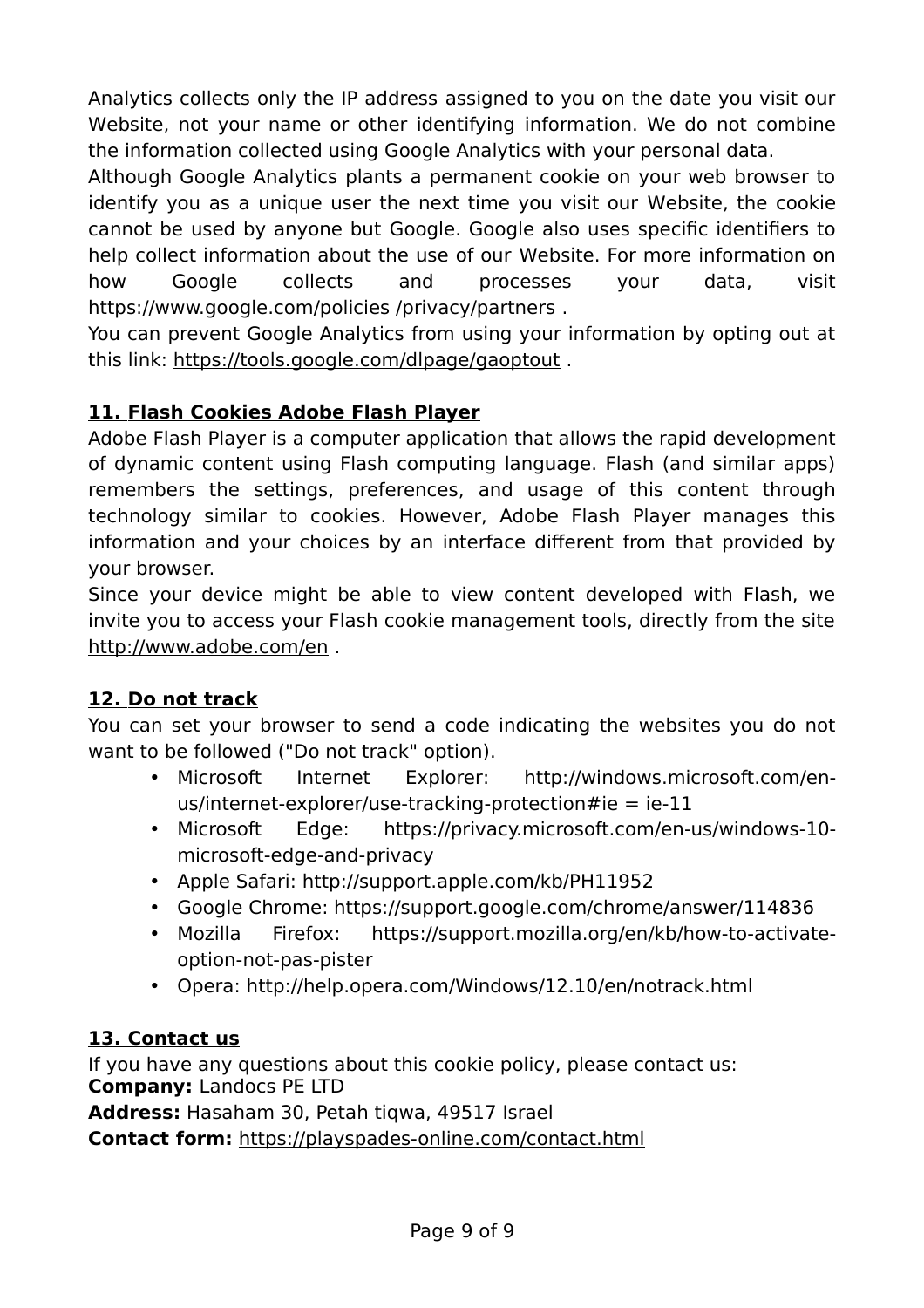Analytics collects only the IP address assigned to you on the date you visit our Website, not your name or other identifying information. We do not combine the information collected using Google Analytics with your personal data.

Although Google Analytics plants a permanent cookie on your web browser to identify you as a unique user the next time you visit our Website, the cookie cannot be used by anyone but Google. Google also uses specific identifiers to help collect information about the use of our Website. For more information on how Google collects and processes your data, visit https://www.google.com/policies /privacy/partners .

You can prevent Google Analytics from using your information by opting out at this link: https://tools.google.com/dlpage/gaoptout .

## 11. Flash Cookies Adobe Flash Player

Adobe Flash Player is a computer application that allows the rapid development of dynamic content using Flash computing language. Flash (and similar apps) remembers the settings, preferences, and usage of this content through technology similar to cookies. However, Adobe Flash Player manages this information and your choices by an interface different from that provided by your browser.

Since your device might be able to view content developed with Flash, we invite you to access your Flash cookie management tools, directly from the site http://www.adobe.com/en .

## 12. Do not track

You can set your browser to send a code indicating the websites you do not want to be followed ("Do not track" option).

- Microsoft Internet Explorer: http://windows.microsoft.com/en-us/internet-explorer/use-tracking-protection#ie = ie-11
- Microsoft Edge: https://privacy.microsoft.com/en-us/windows-10-microsoft-edge-and-privacy
- Apple Safari: http://support.apple.com/kb/PH11952
- Google Chrome: https://support.google.com/chrome/answer/114836
- Mozilla Firefox: https://support.mozilla.org/en/kb/how-to-activate-option-not-pas-pister
- Opera: http://help.opera.com/Windows/12.10/en/notrack.html

## 13. Contact us

If you have any questions about this cookie policy, please contact us:

**Company:** Landocs PE LTD

**Address:** Hasaham 30, Petah tiqwa, 49517 Israel

**Contact form:** https://playspades-online.com/contact.html